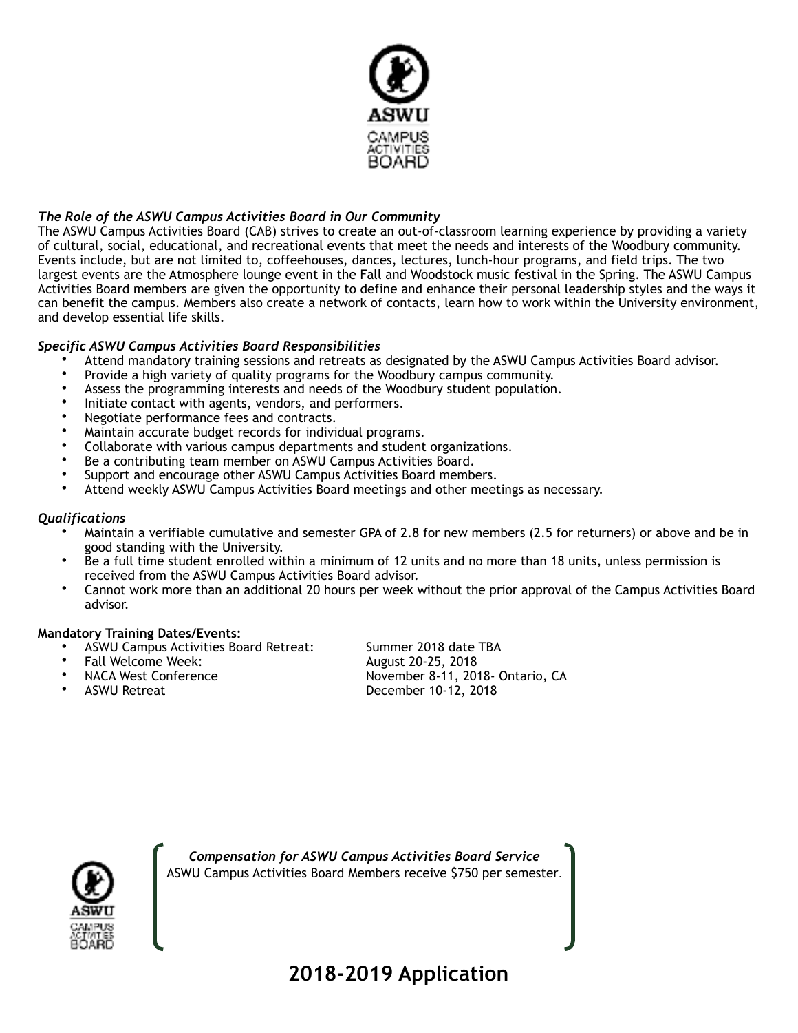ASWU

CAMPUS ACTIVITIES BOARD

***The Role of the ASWU Campus Activities Board in Our Community***

The ASWU Campus Activities Board (CAB) strives to create an out-of-classroom learning experience by providing a variety of cultural, social, educational, and recreational events that meet the needs and interests of the Woodbury community. Events include, but are not limited to, coffeehouses, dances, lectures, lunch-hour programs, and field trips. The two largest events are the Atmosphere lounge event in the Fall and Woodstock music festival in the Spring. The ASWU Campus Activities Board members are given the opportunity to define and enhance their personal leadership styles and the ways it can benefit the campus. Members also create a network of contacts, learn how to work within the University environment, and develop essential life skills.

***Specific ASWU Campus Activities Board Responsibilities***

- Attend mandatory training sessions and retreats as designated by the ASWU Campus Activities Board advisor.
- Provide a high variety of quality programs for the Woodbury campus community.
- Assess the programming interests and needs of the Woodbury student population.
- Initiate contact with agents, vendors, and performers.
- Negotiate performance fees and contracts.
- Maintain accurate budget records for individual programs.
- Collaborate with various campus departments and student organizations.
- Be a contributing team member on ASWU Campus Activities Board.
- Support and encourage other ASWU Campus Activities Board members.
- Attend weekly ASWU Campus Activities Board meetings and other meetings as necessary.

***Qualifications***

- Maintain a verifiable cumulative and semester GPA of 2.8 for new members (2.5 for returners) or above and be in good standing with the University.
- Be a full time student enrolled within a minimum of 12 units and no more than 18 units, unless permission is received from the ASWU Campus Activities Board advisor.
- Cannot work more than an additional 20 hours per week without the prior approval of the Campus Activities Board advisor.

**Mandatory Training Dates/Events:**

- ASWU Campus Activities Board Retreat: Summer 2018 date TBA
- Fall Welcome Week: August 20-25, 2018
- NACA West Conference November 8-11, 2018- Ontario, CA
- ASWU Retreat December 10-12, 2018

ASWU

CAMPUS ACTIVITIES BOARD

***Compensation for ASWU Campus Activities Board Service***

ASWU Campus Activities Board Members receive $750 per semester.

# 2018-2019 Application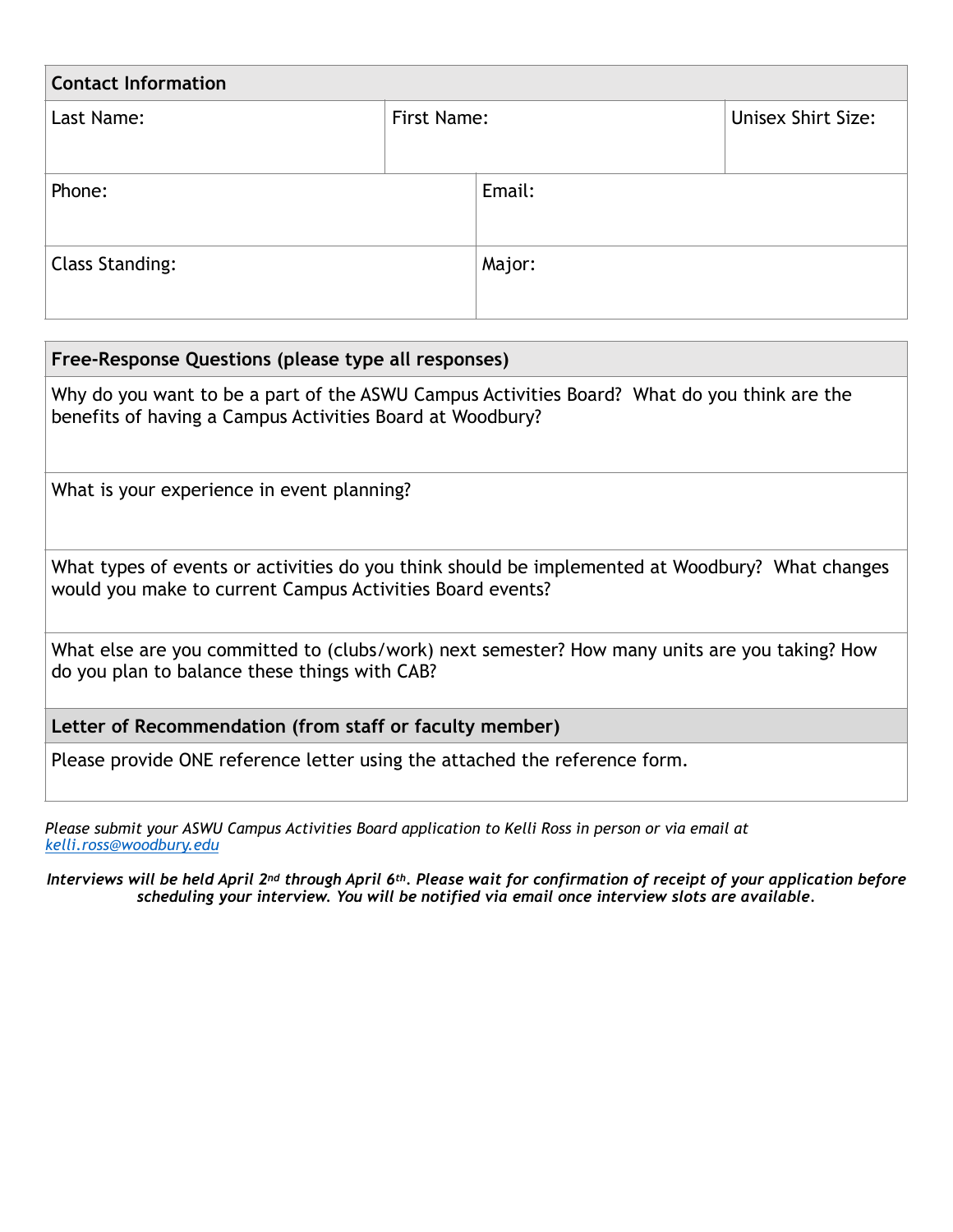| Contact Information | | |
|---|---|---|
| Last Name: | First Name: | Unisex Shirt Size: |
| Phone: | Email: | |
| Class Standing: | Major: | |

| Free-Response Questions (please type all responses) |
|---|
| Why do you want to be a part of the ASWU Campus Activities Board? What do you think are the benefits of having a Campus Activities Board at Woodbury? |
| What is your experience in event planning? |
| What types of events or activities do you think should be implemented at Woodbury? What changes would you make to current Campus Activities Board events? |
| What else are you committed to (clubs/work) next semester? How many units are you taking? How do you plan to balance these things with CAB? |
| **Letter of Recommendation (from staff or faculty member)** |
| Please provide ONE reference letter using the attached the reference form. |

*Please submit your ASWU Campus Activities Board application to Kelli Ross in person or via email at [kelli.ross@woodbury.edu](mailto:kelli.ross@woodbury.edu)*

***Interviews will be held April 2nd through April 6th. Please wait for confirmation of receipt of your application before scheduling your interview. You will be notified via email once interview slots are available.***